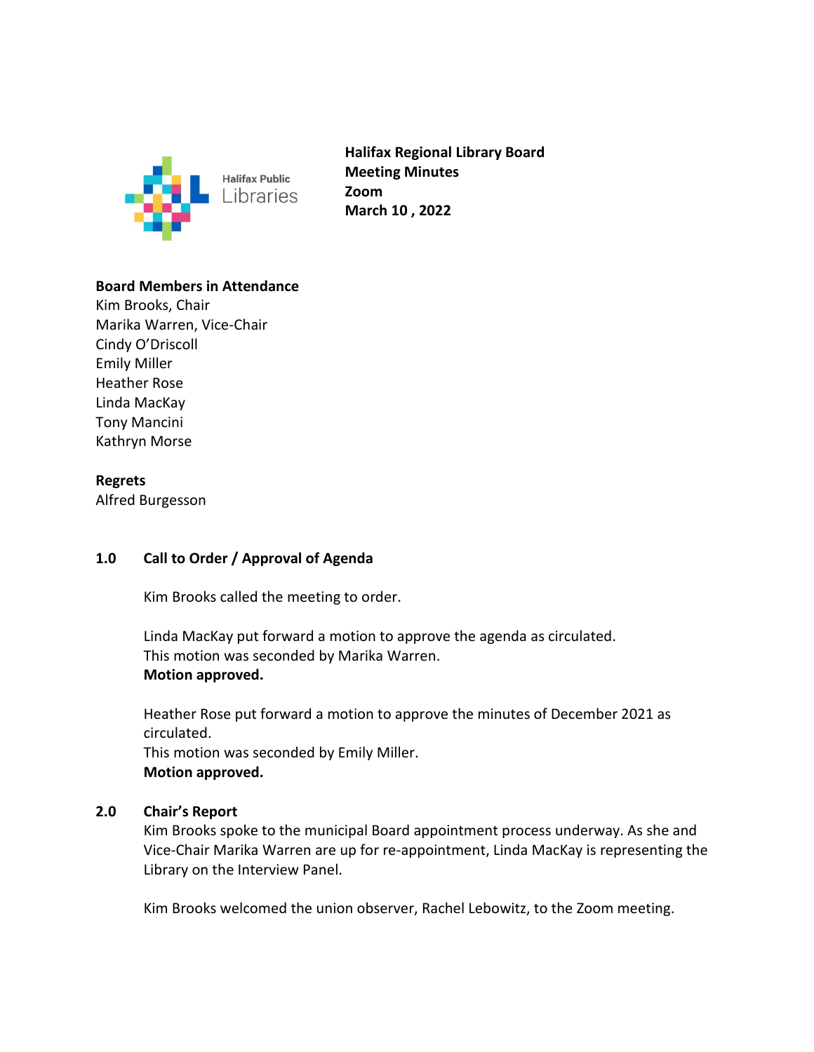**Halifax Regional Library Board**
**Meeting Minutes**
**Zoom**
**March 10 , 2022**

**Board Members in Attendance**
Kim Brooks, Chair
Marika Warren, Vice-Chair
Cindy O'Driscoll
Emily Miller
Heather Rose
Linda MacKay
Tony Mancini
Kathryn Morse

**Regrets**
Alfred Burgesson

## 1.0 Call to Order / Approval of Agenda

Kim Brooks called the meeting to order.

Linda MacKay put forward a motion to approve the agenda as circulated.
This motion was seconded by Marika Warren.
**Motion approved.**

Heather Rose put forward a motion to approve the minutes of December 2021 as circulated.
This motion was seconded by Emily Miller.
**Motion approved.**

## 2.0 Chair's Report

Kim Brooks spoke to the municipal Board appointment process underway. As she and Vice-Chair Marika Warren are up for re-appointment, Linda MacKay is representing the Library on the Interview Panel.

Kim Brooks welcomed the union observer, Rachel Lebowitz, to the Zoom meeting.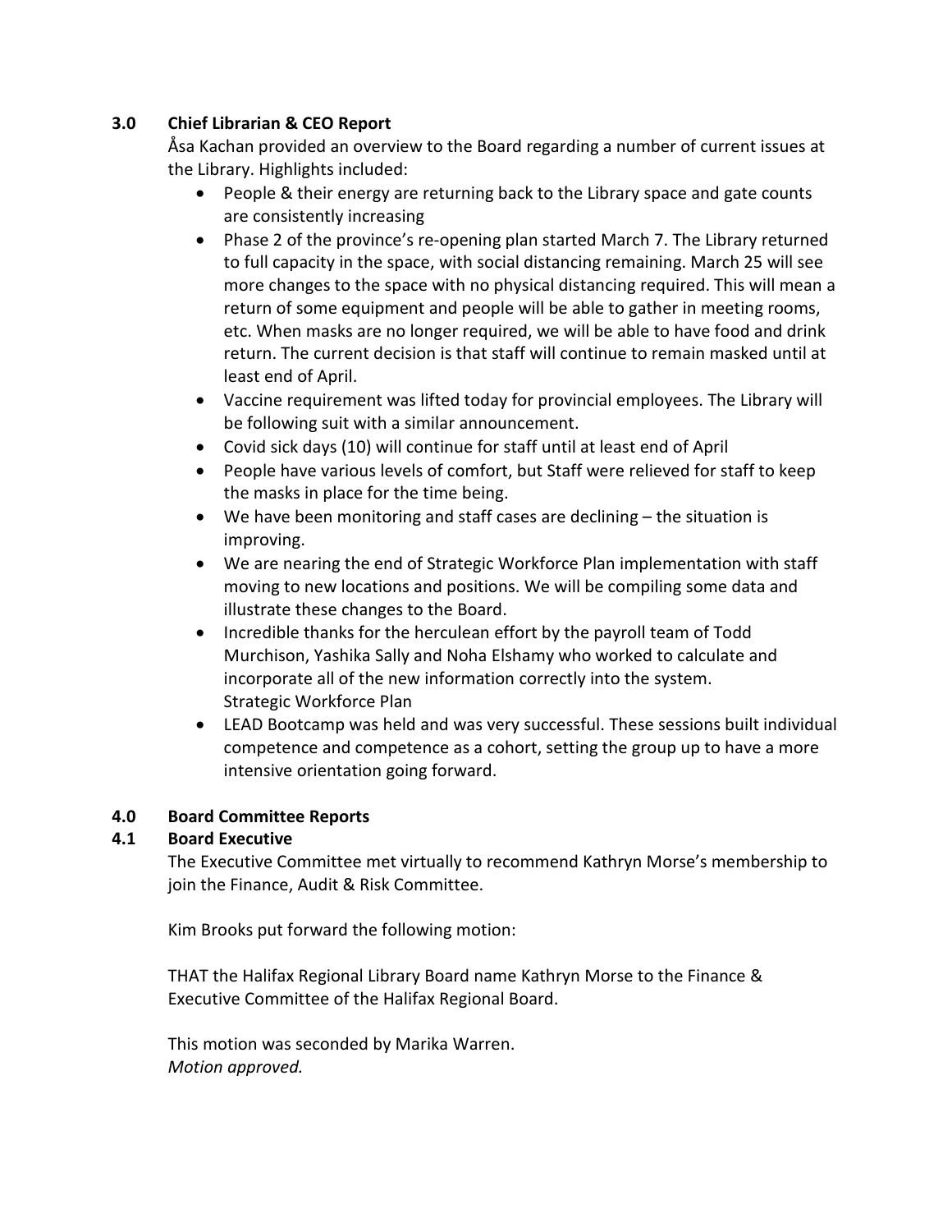## 3.0 Chief Librarian & CEO Report

Åsa Kachan provided an overview to the Board regarding a number of current issues at the Library. Highlights included:

- People & their energy are returning back to the Library space and gate counts are consistently increasing
- Phase 2 of the province's re-opening plan started March 7. The Library returned to full capacity in the space, with social distancing remaining. March 25 will see more changes to the space with no physical distancing required. This will mean a return of some equipment and people will be able to gather in meeting rooms, etc. When masks are no longer required, we will be able to have food and drink return. The current decision is that staff will continue to remain masked until at least end of April.
- Vaccine requirement was lifted today for provincial employees. The Library will be following suit with a similar announcement.
- Covid sick days (10) will continue for staff until at least end of April
- People have various levels of comfort, but Staff were relieved for staff to keep the masks in place for the time being.
- We have been monitoring and staff cases are declining – the situation is improving.
- We are nearing the end of Strategic Workforce Plan implementation with staff moving to new locations and positions. We will be compiling some data and illustrate these changes to the Board.
- Incredible thanks for the herculean effort by the payroll team of Todd Murchison, Yashika Sally and Noha Elshamy who worked to calculate and incorporate all of the new information correctly into the system. Strategic Workforce Plan
- LEAD Bootcamp was held and was very successful. These sessions built individual competence and competence as a cohort, setting the group up to have a more intensive orientation going forward.

## 4.0 Board Committee Reports

### 4.1 Board Executive

The Executive Committee met virtually to recommend Kathryn Morse's membership to join the Finance, Audit & Risk Committee.

Kim Brooks put forward the following motion:

THAT the Halifax Regional Library Board name Kathryn Morse to the Finance & Executive Committee of the Halifax Regional Board.

This motion was seconded by Marika Warren.
*Motion approved.*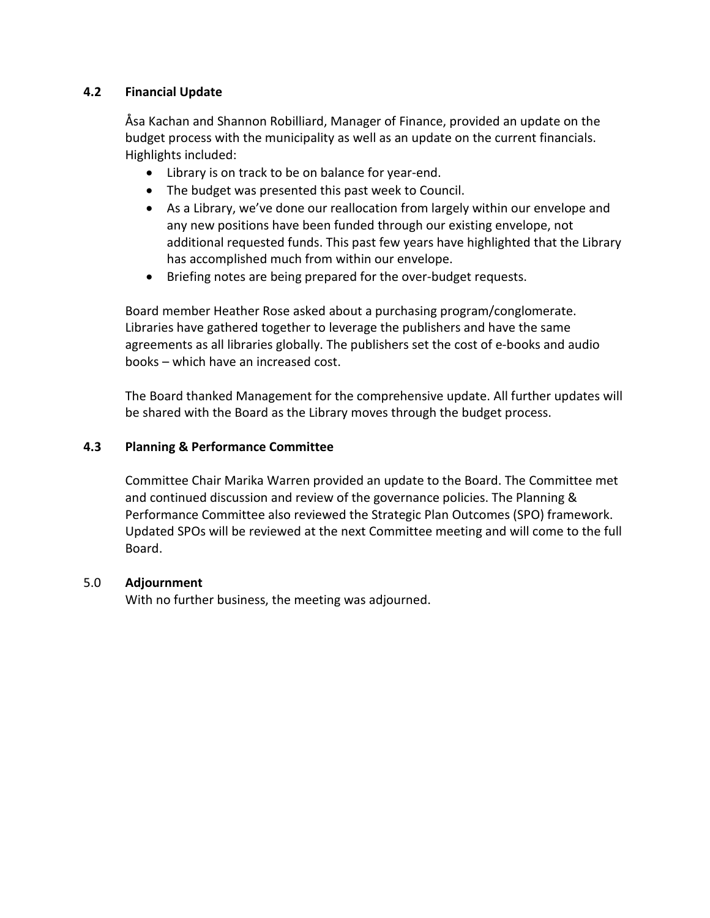### 4.2 Financial Update

Åsa Kachan and Shannon Robilliard, Manager of Finance, provided an update on the budget process with the municipality as well as an update on the current financials. Highlights included:

- Library is on track to be on balance for year-end.
- The budget was presented this past week to Council.
- As a Library, we've done our reallocation from largely within our envelope and any new positions have been funded through our existing envelope, not additional requested funds. This past few years have highlighted that the Library has accomplished much from within our envelope.
- Briefing notes are being prepared for the over-budget requests.

Board member Heather Rose asked about a purchasing program/conglomerate. Libraries have gathered together to leverage the publishers and have the same agreements as all libraries globally. The publishers set the cost of e-books and audio books – which have an increased cost.

The Board thanked Management for the comprehensive update. All further updates will be shared with the Board as the Library moves through the budget process.

### 4.3 Planning & Performance Committee

Committee Chair Marika Warren provided an update to the Board. The Committee met and continued discussion and review of the governance policies. The Planning & Performance Committee also reviewed the Strategic Plan Outcomes (SPO) framework. Updated SPOs will be reviewed at the next Committee meeting and will come to the full Board.

### 5.0 Adjournment

With no further business, the meeting was adjourned.